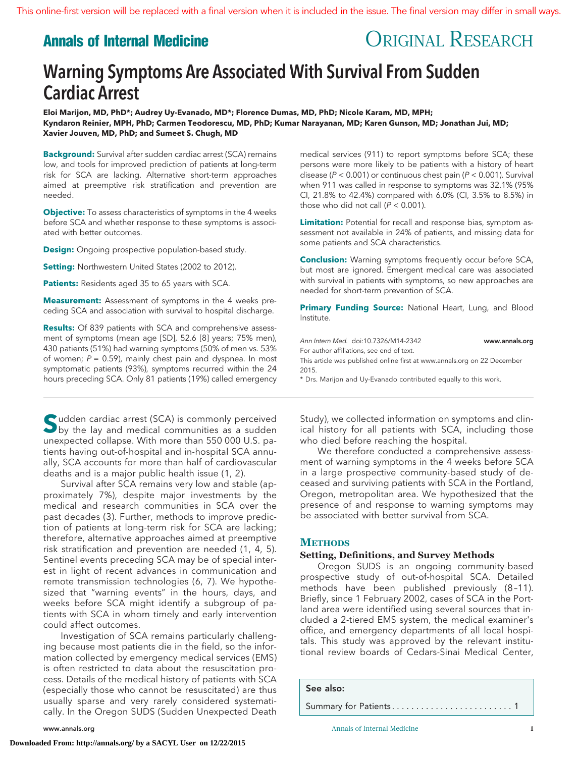This online-first version will be replaced with a final version when it is included in the issue. The final version may differ in small ways.

**Annals of Internal Medicine** — ORIGINAL RESEARCH

# Warning Symptoms Are Associated With Survival From Sudden Cardiac Arrest

**Eloi Marijon, MD, PhD\*; Audrey Uy-Evanado, MD\*; Florence Dumas, MD, PhD; Nicole Karam, MD, MPH; Kyndaron Reinier, MPH, PhD; Carmen Teodorescu, MD, PhD; Kumar Narayanan, MD; Karen Gunson, MD; Jonathan Jui, MD; Xavier Jouven, MD, PhD; and Sumeet S. Chugh, MD**

**Background:** Survival after sudden cardiac arrest (SCA) remains low, and tools for improved prediction of patients at long-term risk for SCA are lacking. Alternative short-term approaches aimed at preemptive risk stratification and prevention are needed.

**Objective:** To assess characteristics of symptoms in the 4 weeks before SCA and whether response to these symptoms is associated with better outcomes.

**Design:** Ongoing prospective population-based study.

**Setting:** Northwestern United States (2002 to 2012).

**Patients:** Residents aged 35 to 65 years with SCA.

**Measurement:** Assessment of symptoms in the 4 weeks preceding SCA and association with survival to hospital discharge.

**Results:** Of 839 patients with SCA and comprehensive assessment of symptoms (mean age [SD], 52.6 [8] years; 75% men), 430 patients (51%) had warning symptoms (50% of men vs. 53% of women; $P = 0.59$), mainly chest pain and dyspnea. In most symptomatic patients (93%), symptoms recurred within the 24 hours preceding SCA. Only 81 patients (19%) called emergency medical services (911) to report symptoms before SCA; these persons were more likely to be patients with a history of heart disease ($P < 0.001$) or continuous chest pain ($P < 0.001$). Survival when 911 was called in response to symptoms was 32.1% (95% CI, 21.8% to 42.4%) compared with 6.0% (CI, 3.5% to 8.5%) in those who did not call ($P < 0.001$).

**Limitation:** Potential for recall and response bias, symptom assessment not available in 24% of patients, and missing data for some patients and SCA characteristics.

**Conclusion:** Warning symptoms frequently occur before SCA, but most are ignored. Emergent medical care was associated with survival in patients with symptoms, so new approaches are needed for short-term prevention of SCA.

**Primary Funding Source:** National Heart, Lung, and Blood Institute.

*Ann Intern Med.* doi:10.7326/M14-2342 www.annals.org
For author affiliations, see end of text.
This article was published online first at www.annals.org on 22 December 2015.
\* Drs. Marijon and Uy-Evanado contributed equally to this work.

Sudden cardiac arrest (SCA) is commonly perceived by the lay and medical communities as a sudden unexpected collapse. With more than 550 000 U.S. patients having out-of-hospital and in-hospital SCA annually, SCA accounts for more than half of cardiovascular deaths and is a major public health issue (1, 2).

Survival after SCA remains very low and stable (approximately 7%), despite major investments by the medical and research communities in SCA over the past decades (3). Further, methods to improve prediction of patients at long-term risk for SCA are lacking; therefore, alternative approaches aimed at preemptive risk stratification and prevention are needed (1, 4, 5). Sentinel events preceding SCA may be of special interest in light of recent advances in communication and remote transmission technologies (6, 7). We hypothesized that "warning events" in the hours, days, and weeks before SCA might identify a subgroup of patients with SCA in whom timely and early intervention could affect outcomes.

Investigation of SCA remains particularly challenging because most patients die in the field, so the information collected by emergency medical services (EMS) is often restricted to data about the resuscitation process. Details of the medical history of patients with SCA (especially those who cannot be resuscitated) are thus usually sparse and very rarely considered systematically. In the Oregon SUDS (Sudden Unexpected Death Study), we collected information on symptoms and clinical history for all patients with SCA, including those who died before reaching the hospital.

We therefore conducted a comprehensive assessment of warning symptoms in the 4 weeks before SCA in a large prospective community-based study of deceased and surviving patients with SCA in the Portland, Oregon, metropolitan area. We hypothesized that the presence of and response to warning symptoms may be associated with better survival from SCA.

## Methods

### Setting, Definitions, and Survey Methods

Oregon SUDS is an ongoing community-based prospective study of out-of-hospital SCA. Detailed methods have been published previously (8–11). Briefly, since 1 February 2002, cases of SCA in the Portland area were identified using several sources that included a 2-tiered EMS system, the medical examiner's office, and emergency departments of all local hospitals. This study was approved by the relevant institutional review boards of Cedars-Sinai Medical Center,

See also:
Summary for Patients . . . . . . . . . . . . . . . . . . . . . . . . 1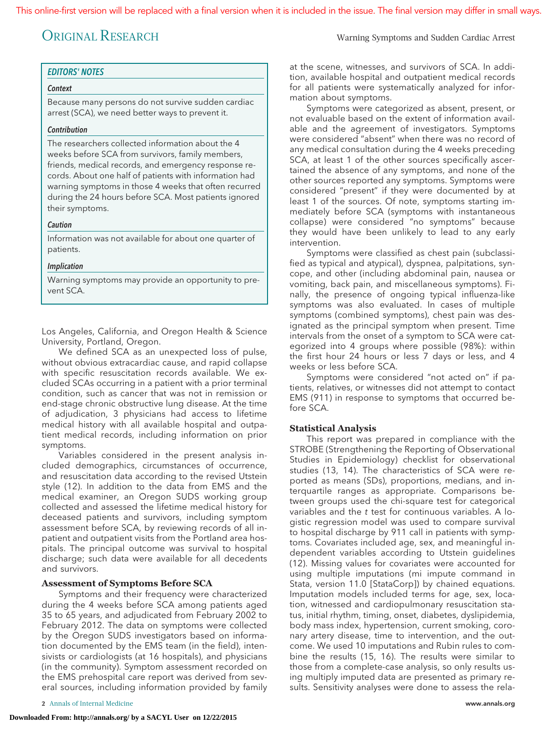### EDITORS' NOTES

#### Context

Because many persons do not survive sudden cardiac arrest (SCA), we need better ways to prevent it.

#### Contribution

The researchers collected information about the 4 weeks before SCA from survivors, family members, friends, medical records, and emergency response records. About one half of patients with information had warning symptoms in those 4 weeks that often recurred during the 24 hours before SCA. Most patients ignored their symptoms.

#### Caution

Information was not available for about one quarter of patients.

#### Implication

Warning symptoms may provide an opportunity to prevent SCA.

Los Angeles, California, and Oregon Health & Science University, Portland, Oregon.

We defined SCA as an unexpected loss of pulse, without obvious extracardiac cause, and rapid collapse with specific resuscitation records available. We excluded SCAs occurring in a patient with a prior terminal condition, such as cancer that was not in remission or end-stage chronic obstructive lung disease. At the time of adjudication, 3 physicians had access to lifetime medical history with all available hospital and outpatient medical records, including information on prior symptoms.

Variables considered in the present analysis included demographics, circumstances of occurrence, and resuscitation data according to the revised Utstein style (12). In addition to the data from EMS and the medical examiner, an Oregon SUDS working group collected and assessed the lifetime medical history for deceased patients and survivors, including symptom assessment before SCA, by reviewing records of all inpatient and outpatient visits from the Portland area hospitals. The principal outcome was survival to hospital discharge; such data were available for all decedents and survivors.

## Assessment of Symptoms Before SCA

Symptoms and their frequency were characterized during the 4 weeks before SCA among patients aged 35 to 65 years, and adjudicated from February 2002 to February 2012. The data on symptoms were collected by the Oregon SUDS investigators based on information documented by the EMS team (in the field), intensivists or cardiologists (at 16 hospitals), and physicians (in the community). Symptom assessment recorded on the EMS prehospital care report was derived from several sources, including information provided by family at the scene, witnesses, and survivors of SCA. In addition, available hospital and outpatient medical records for all patients were systematically analyzed for information about symptoms.

Symptoms were categorized as absent, present, or not evaluable based on the extent of information available and the agreement of investigators. Symptoms were considered "absent" when there was no record of any medical consultation during the 4 weeks preceding SCA, at least 1 of the other sources specifically ascertained the absence of any symptoms, and none of the other sources reported any symptoms. Symptoms were considered "present" if they were documented by at least 1 of the sources. Of note, symptoms starting immediately before SCA (symptoms with instantaneous collapse) were considered "no symptoms" because they would have been unlikely to lead to any early intervention.

Symptoms were classified as chest pain (subclassified as typical and atypical), dyspnea, palpitations, syncope, and other (including abdominal pain, nausea or vomiting, back pain, and miscellaneous symptoms). Finally, the presence of ongoing typical influenza-like symptoms was also evaluated. In cases of multiple symptoms (combined symptoms), chest pain was designated as the principal symptom when present. Time intervals from the onset of a symptom to SCA were categorized into 4 groups where possible (98%): within the first hour 24 hours or less 7 days or less, and 4 weeks or less before SCA.

Symptoms were considered "not acted on" if patients, relatives, or witnesses did not attempt to contact EMS (911) in response to symptoms that occurred before SCA.

## Statistical Analysis

This report was prepared in compliance with the STROBE (Strengthening the Reporting of Observational Studies in Epidemiology) checklist for observational studies (13, 14). The characteristics of SCA were reported as means (SDs), proportions, medians, and interquartile ranges as appropriate. Comparisons between groups used the chi-square test for categorical variables and the *t* test for continuous variables. A logistic regression model was used to compare survival to hospital discharge by 911 call in patients with symptoms. Covariates included age, sex, and meaningful independent variables according to Utstein guidelines (12). Missing values for covariates were accounted for using multiple imputations (mi impute command in Stata, version 11.0 [StataCorp]) by chained equations. Imputation models included terms for age, sex, location, witnessed and cardiopulmonary resuscitation status, initial rhythm, timing, onset, diabetes, dyslipidemia, body mass index, hypertension, current smoking, coronary artery disease, time to intervention, and the outcome. We used 10 imputations and Rubin rules to combine the results (15, 16). The results were similar to those from a complete-case analysis, so only results using multiply imputed data are presented as primary results. Sensitivity analyses were done to assess the rela-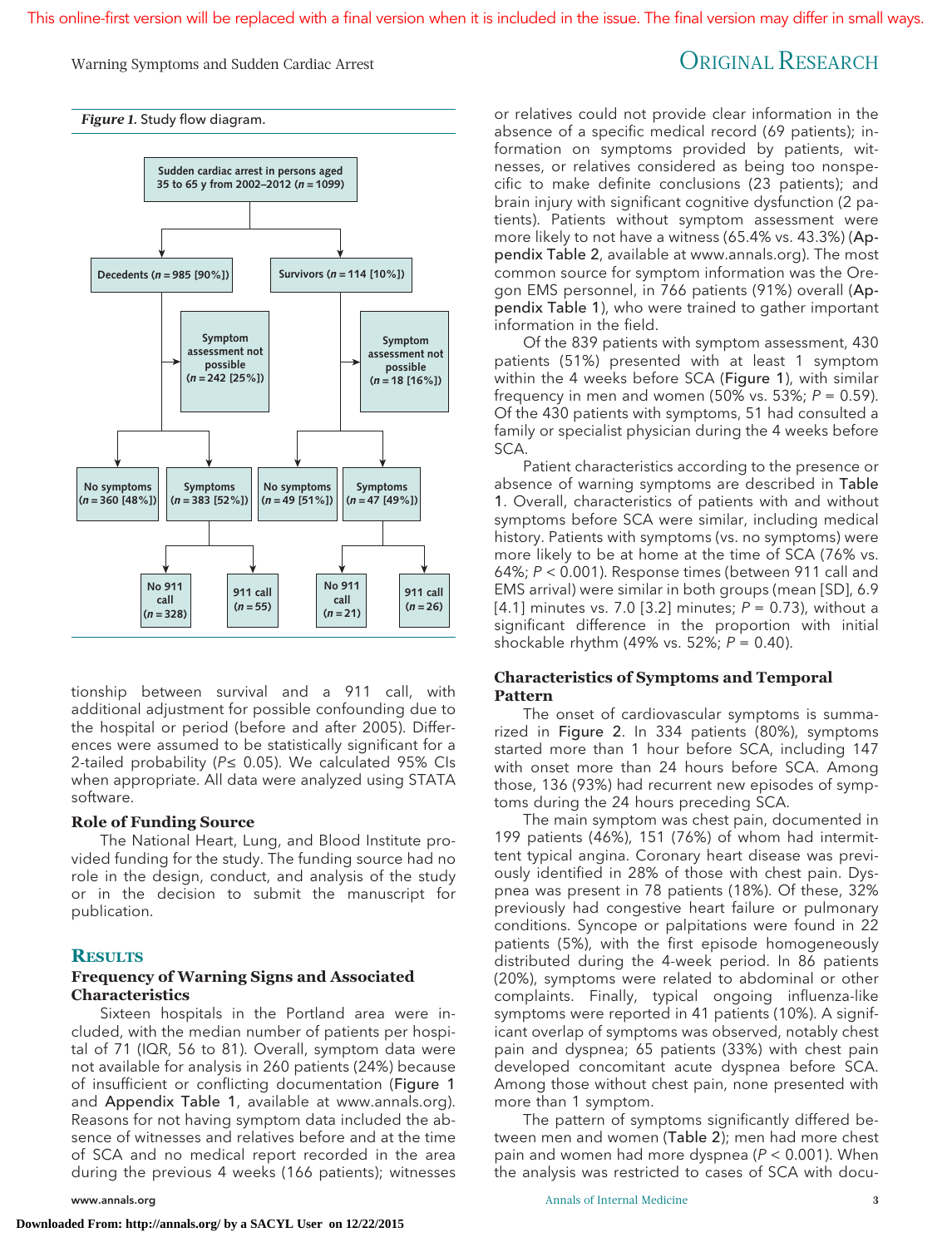**Figure 1.** Study flow diagram.

- Sudden cardiac arrest in persons aged 35 to 65 y from 2002–2012 (n = 1099)
  - Decedents (n = 985 [90%])
    - Symptom assessment not possible (n = 242 [25%])
    - No symptoms (n = 360 [48%])
    - Symptoms (n = 383 [52%])
      - No 911 call (n = 328)
      - 911 call (n = 55)
  - Survivors (n = 114 [10%])
    - Symptom assessment not possible (n = 18 [16%])
    - No symptoms (n = 49 [51%])
    - Symptoms (n = 47 [49%])
      - No 911 call (n = 21)
      - 911 call (n = 26)

tionship between survival and a 911 call, with additional adjustment for possible confounding due to the hospital or period (before and after 2005). Differences were assumed to be statistically significant for a 2-tailed probability ($P \leq 0.05$). We calculated 95% CIs when appropriate. All data were analyzed using STATA software.

### Role of Funding Source

The National Heart, Lung, and Blood Institute provided funding for the study. The funding source had no role in the design, conduct, and analysis of the study or in the decision to submit the manuscript for publication.

## Results

### Frequency of Warning Signs and Associated Characteristics

Sixteen hospitals in the Portland area were included, with the median number of patients per hospital of 71 (IQR, 56 to 81). Overall, symptom data were not available for analysis in 260 patients (24%) because of insufficient or conflicting documentation (Figure 1 and Appendix Table 1, available at www.annals.org). Reasons for not having symptom data included the absence of witnesses and relatives before and at the time of SCA and no medical report recorded in the area during the previous 4 weeks (166 patients); witnesses or relatives could not provide clear information in the absence of a specific medical record (69 patients); information on symptoms provided by patients, witnesses, or relatives considered as being too nonspecific to make definite conclusions (23 patients); and brain injury with significant cognitive dysfunction (2 patients). Patients without symptom assessment were more likely to not have a witness (65.4% vs. 43.3%) (Appendix Table 2, available at www.annals.org). The most common source for symptom information was the Oregon EMS personnel, in 766 patients (91%) overall (Appendix Table 1), who were trained to gather important information in the field.

Of the 839 patients with symptom assessment, 430 patients (51%) presented with at least 1 symptom within the 4 weeks before SCA (Figure 1), with similar frequency in men and women (50% vs. 53%; $P = 0.59$). Of the 430 patients with symptoms, 51 had consulted a family or specialist physician during the 4 weeks before SCA.

Patient characteristics according to the presence or absence of warning symptoms are described in Table 1. Overall, characteristics of patients with and without symptoms before SCA were similar, including medical history. Patients with symptoms (vs. no symptoms) were more likely to be at home at the time of SCA (76% vs. 64%; $P < 0.001$). Response times (between 911 call and EMS arrival) were similar in both groups (mean [SD], 6.9 [4.1] minutes vs. 7.0 [3.2] minutes; $P = 0.73$), without a significant difference in the proportion with initial shockable rhythm (49% vs. 52%; $P = 0.40$).

### Characteristics of Symptoms and Temporal Pattern

The onset of cardiovascular symptoms is summarized in Figure 2. In 334 patients (80%), symptoms started more than 1 hour before SCA, including 147 with onset more than 24 hours before SCA. Among those, 136 (93%) had recurrent new episodes of symptoms during the 24 hours preceding SCA.

The main symptom was chest pain, documented in 199 patients (46%), 151 (76%) of whom had intermittent typical angina. Coronary heart disease was previously identified in 28% of those with chest pain. Dyspnea was present in 78 patients (18%). Of these, 32% previously had congestive heart failure or pulmonary conditions. Syncope or palpitations were found in 22 patients (5%), with the first episode homogeneously distributed during the 4-week period. In 86 patients (20%), symptoms were related to abdominal or other complaints. Finally, typical ongoing influenza-like symptoms were reported in 41 patients (10%). A significant overlap of symptoms was observed, notably chest pain and dyspnea; 65 patients (33%) with chest pain developed concomitant acute dyspnea before SCA. Among those without chest pain, none presented with more than 1 symptom.

The pattern of symptoms significantly differed between men and women (Table 2); men had more chest pain and women had more dyspnea ($P < 0.001$). When the analysis was restricted to cases of SCA with docu-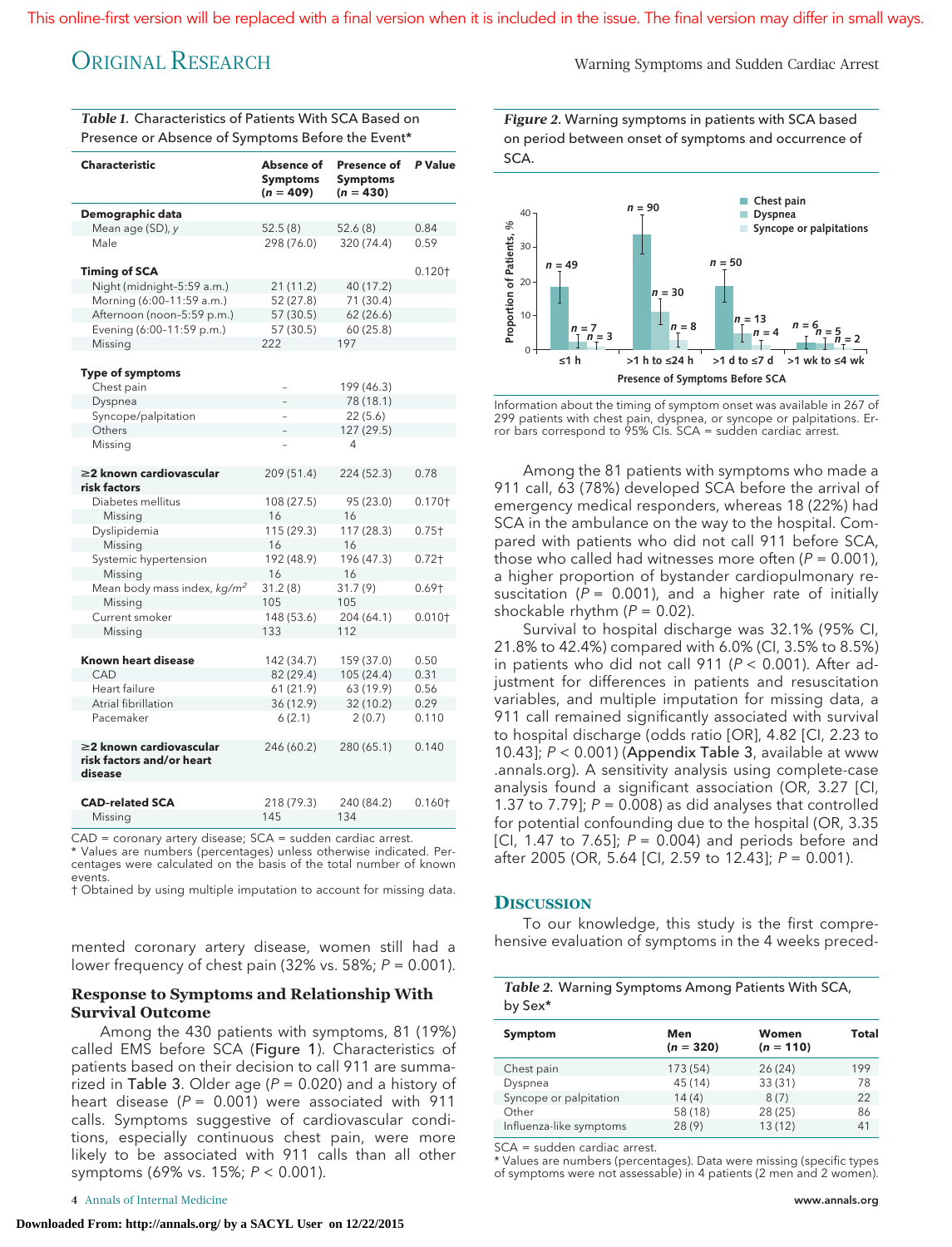*Table 1.* Characteristics of Patients With SCA Based on Presence or Absence of Symptoms Before the Event*

| Characteristic | Absence of Symptoms (n = 409) | Presence of Symptoms (n = 430) | P Value |
|---|---|---|---|
| **Demographic data** | | | |
| Mean age (SD), y | 52.5 (8) | 52.6 (8) | 0.84 |
| Male | 298 (76.0) | 320 (74.4) | 0.59 |
| **Timing of SCA** | | | 0.120† |
| Night (midnight–5:59 a.m.) | 21 (11.2) | 40 (17.2) | |
| Morning (6:00–11:59 a.m.) | 52 (27.8) | 71 (30.4) | |
| Afternoon (noon–5:59 p.m.) | 57 (30.5) | 62 (26.6) | |
| Evening (6:00–11:59 p.m.) | 57 (30.5) | 60 (25.8) | |
| Missing | 222 | 197 | |
| **Type of symptoms** | | | |
| Chest pain | – | 199 (46.3) | |
| Dyspnea | – | 78 (18.1) | |
| Syncope/palpitation | – | 22 (5.6) | |
| Others | – | 127 (29.5) | |
| Missing | – | 4 | |
| **≥2 known cardiovascular risk factors** | 209 (51.4) | 224 (52.3) | 0.78 |
| Diabetes mellitus | 108 (27.5) | 95 (23.0) | 0.170† |
| Missing | 16 | 16 | |
| Dyslipidemia | 115 (29.3) | 117 (28.3) | 0.75† |
| Missing | 16 | 16 | |
| Systemic hypertension | 192 (48.9) | 196 (47.3) | 0.72† |
| Missing | 16 | 16 | |
| Mean body mass index, kg/m$^2$ | 31.2 (8) | 31.7 (9) | 0.69† |
| Missing | 105 | 105 | |
| Current smoker | 148 (53.6) | 204 (64.1) | 0.010† |
| Missing | 133 | 112 | |
| **Known heart disease** | 142 (34.7) | 159 (37.0) | 0.50 |
| CAD | 82 (29.4) | 105 (24.4) | 0.31 |
| Heart failure | 61 (21.9) | 63 (19.9) | 0.56 |
| Atrial fibrillation | 36 (12.9) | 32 (10.2) | 0.29 |
| Pacemaker | 6 (2.1) | 2 (0.7) | 0.110 |
| **≥2 known cardiovascular risk factors and/or heart disease** | 246 (60.2) | 280 (65.1) | 0.140 |
| **CAD-related SCA** | 218 (79.3) | 240 (84.2) | 0.160† |
| Missing | 145 | 134 | |

CAD = coronary artery disease; SCA = sudden cardiac arrest.
\* Values are numbers (percentages) unless otherwise indicated. Percentages were calculated on the basis of the total number of known events.
† Obtained by using multiple imputation to account for missing data.

mented coronary artery disease, women still had a lower frequency of chest pain (32% vs. 58%; $P = 0.001$).

### Response to Symptoms and Relationship With Survival Outcome

Among the 430 patients with symptoms, 81 (19%) called EMS before SCA (Figure 1). Characteristics of patients based on their decision to call 911 are summarized in Table 3. Older age ($P = 0.020$) and a history of heart disease ($P = 0.001$) were associated with 911 calls. Symptoms suggestive of cardiovascular conditions, especially continuous chest pain, were more likely to be associated with 911 calls than all other symptoms (69% vs. 15%; $P < 0.001$).

*Figure 2.* Warning symptoms in patients with SCA based on period between onset of symptoms and occurrence of SCA.

Information about the timing of symptom onset was available in 267 of 299 patients with chest pain, dyspnea, or syncope or palpitations. Error bars correspond to 95% CIs. SCA = sudden cardiac arrest.

Among the 81 patients with symptoms who made a 911 call, 63 (78%) developed SCA before the arrival of emergency medical responders, whereas 18 (22%) had SCA in the ambulance on the way to the hospital. Compared with patients who did not call 911 before SCA, those who called had witnesses more often ($P = 0.001$), a higher proportion of bystander cardiopulmonary resuscitation ($P = 0.001$), and a higher rate of initially shockable rhythm ($P = 0.02$).

Survival to hospital discharge was 32.1% (95% CI, 21.8% to 42.4%) compared with 6.0% (CI, 3.5% to 8.5%) in patients who did not call 911 ($P < 0.001$). After adjustment for differences in patients and resuscitation variables, and multiple imputation for missing data, a 911 call remained significantly associated with survival to hospital discharge (odds ratio [OR], 4.82 [CI, 2.23 to 10.43]; $P < 0.001$) (Appendix Table 3, available at www.annals.org). A sensitivity analysis using complete-case analysis found a significant association (OR, 3.27 [CI, 1.37 to 7.79]; $P = 0.008$) as did analyses that controlled for potential confounding due to the hospital (OR, 3.35 [CI, 1.47 to 7.65]; $P = 0.004$) and periods before and after 2005 (OR, 5.64 [CI, 2.59 to 12.43]; $P = 0.001$).

## Discussion

To our knowledge, this study is the first comprehensive evaluation of symptoms in the 4 weeks preced-

*Table 2.* Warning Symptoms Among Patients With SCA, by Sex*

| Symptom | Men (n = 320) | Women (n = 110) | Total |
|---|---|---|---|
| Chest pain | 173 (54) | 26 (24) | 199 |
| Dyspnea | 45 (14) | 33 (31) | 78 |
| Syncope or palpitation | 14 (4) | 8 (7) | 22 |
| Other | 58 (18) | 28 (25) | 86 |
| Influenza-like symptoms | 28 (9) | 13 (12) | 41 |

SCA = sudden cardiac arrest.
\* Values are numbers (percentages). Data were missing (specific types of symptoms were not assessable) in 4 patients (2 men and 2 women).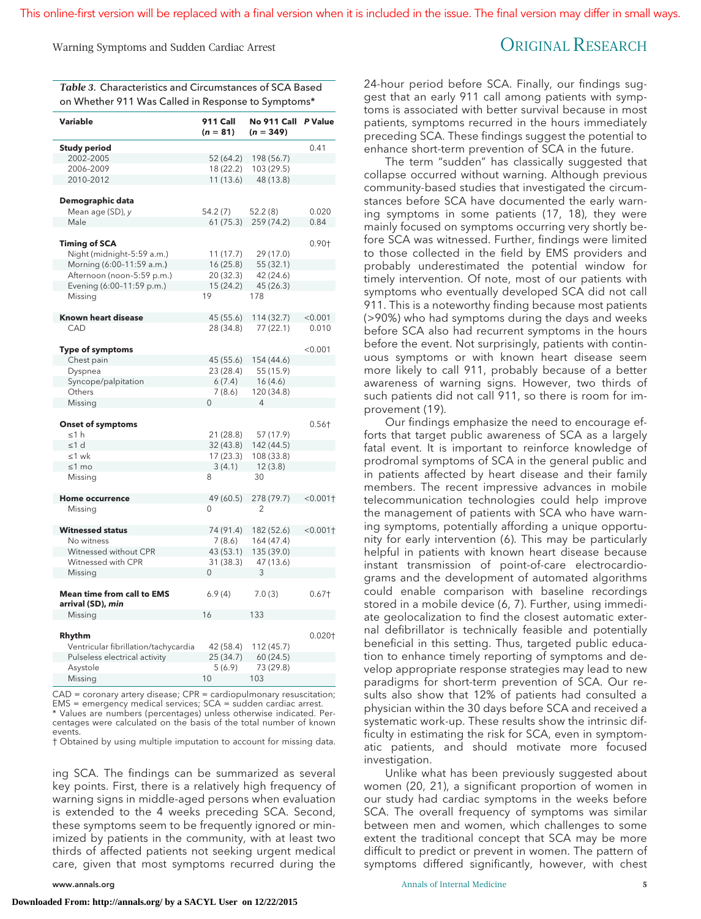*Table 3.* Characteristics and Circumstances of SCA Based on Whether 911 Was Called in Response to Symptoms*

| Variable | 911 Call (n = 81) | No 911 Call (n = 349) | P Value |
|---|---|---|---|
| **Study period** | | | 0.41 |
| 2002–2005 | 52 (64.2) | 198 (56.7) | |
| 2006–2009 | 18 (22.2) | 103 (29.5) | |
| 2010–2012 | 11 (13.6) | 48 (13.8) | |
| **Demographic data** | | | |
| Mean age (SD), y | 54.2 (7) | 52.2 (8) | 0.020 |
| Male | 61 (75.3) | 259 (74.2) | 0.84 |
| **Timing of SCA** | | | 0.90† |
| Night (midnight–5:59 a.m.) | 11 (17.7) | 29 (17.0) | |
| Morning (6:00–11:59 a.m.) | 16 (25.8) | 55 (32.1) | |
| Afternoon (noon–5:59 p.m.) | 20 (32.3) | 42 (24.6) | |
| Evening (6:00–11:59 p.m.) | 15 (24.2) | 45 (26.3) | |
| Missing | 19 | 178 | |
| **Known heart disease** | 45 (55.6) | 114 (32.7) | <0.001 |
| CAD | 28 (34.8) | 77 (22.1) | 0.010 |
| **Type of symptoms** | | | <0.001 |
| Chest pain | 45 (55.6) | 154 (44.6) | |
| Dyspnea | 23 (28.4) | 55 (15.9) | |
| Syncope/palpitation | 6 (7.4) | 16 (4.6) | |
| Others | 7 (8.6) | 120 (34.8) | |
| Missing | 0 | 4 | |
| **Onset of symptoms** | | | 0.56† |
| ≤1 h | 21 (28.8) | 57 (17.9) | |
| ≤1 d | 32 (43.8) | 142 (44.5) | |
| ≤1 wk | 17 (23.3) | 108 (33.8) | |
| ≤1 mo | 3 (4.1) | 12 (3.8) | |
| Missing | 8 | 30 | |
| **Home occurrence** | 49 (60.5) | 278 (79.7) | <0.001† |
| Missing | 0 | 2 | |
| **Witnessed status** | 74 (91.4) | 182 (52.6) | <0.001† |
| No witness | 7 (8.6) | 164 (47.4) | |
| Witnessed without CPR | 43 (53.1) | 135 (39.0) | |
| Witnessed with CPR | 31 (38.3) | 47 (13.6) | |
| Missing | 0 | 3 | |
| **Mean time from call to EMS arrival (SD), *min*** | 6.9 (4) | 7.0 (3) | 0.67† |
| Missing | 16 | 133 | |
| **Rhythm** | | | 0.020† |
| Ventricular fibrillation/tachycardia | 42 (58.4) | 112 (45.7) | |
| Pulseless electrical activity | 25 (34.7) | 60 (24.5) | |
| Asystole | 5 (6.9) | 73 (29.8) | |
| Missing | 10 | 103 | |

CAD = coronary artery disease; CPR = cardiopulmonary resuscitation; EMS = emergency medical services; SCA = sudden cardiac arrest.
\* Values are numbers (percentages) unless otherwise indicated. Percentages were calculated on the basis of the total number of known events.
† Obtained by using multiple imputation to account for missing data.

ing SCA. The findings can be summarized as several key points. First, there is a relatively high frequency of warning signs in middle-aged persons when evaluation is extended to the 4 weeks preceding SCA. Second, these symptoms seem to be frequently ignored or minimized by patients in the community, with at least two thirds of affected patients not seeking urgent medical care, given that most symptoms recurred during the 24-hour period before SCA. Finally, our findings suggest that an early 911 call among patients with symptoms is associated with better survival because in most patients, symptoms recurred in the hours immediately preceding SCA. These findings suggest the potential to enhance short-term prevention of SCA in the future.

The term "sudden" has classically suggested that collapse occurred without warning. Although previous community-based studies that investigated the circumstances before SCA have documented the early warning symptoms in some patients (17, 18), they were mainly focused on symptoms occurring very shortly before SCA was witnessed. Further, findings were limited to those collected in the field by EMS providers and probably underestimated the potential window for timely intervention. Of note, most of our patients with symptoms who eventually developed SCA did not call 911. This is a noteworthy finding because most patients (>90%) who had symptoms during the days and weeks before SCA also had recurrent symptoms in the hours before the event. Not surprisingly, patients with continuous symptoms or with known heart disease seem more likely to call 911, probably because of a better awareness of warning signs. However, two thirds of such patients did not call 911, so there is room for improvement (19).

Our findings emphasize the need to encourage efforts that target public awareness of SCA as a largely fatal event. It is important to reinforce knowledge of prodromal symptoms of SCA in the general public and in patients affected by heart disease and their family members. The recent impressive advances in mobile telecommunication technologies could help improve the management of patients with SCA who have warning symptoms, potentially affording a unique opportunity for early intervention (6). This may be particularly helpful in patients with known heart disease because instant transmission of point-of-care electrocardiograms and the development of automated algorithms could enable comparison with baseline recordings stored in a mobile device (6, 7). Further, using immediate geolocalization to find the closest automatic external defibrillator is technically feasible and potentially beneficial in this setting. Thus, targeted public education to enhance timely reporting of symptoms and develop appropriate response strategies may lead to new paradigms for short-term prevention of SCA. Our results also show that 12% of patients had consulted a physician within the 30 days before SCA and received a systematic work-up. These results show the intrinsic difficulty in estimating the risk for SCA, even in symptomatic patients, and should motivate more focused investigation.

Unlike what has been previously suggested about women (20, 21), a significant proportion of women in our study had cardiac symptoms in the weeks before SCA. The overall frequency of symptoms was similar between men and women, which challenges to some extent the traditional concept that SCA may be more difficult to predict or prevent in women. The pattern of symptoms differed significantly, however, with chest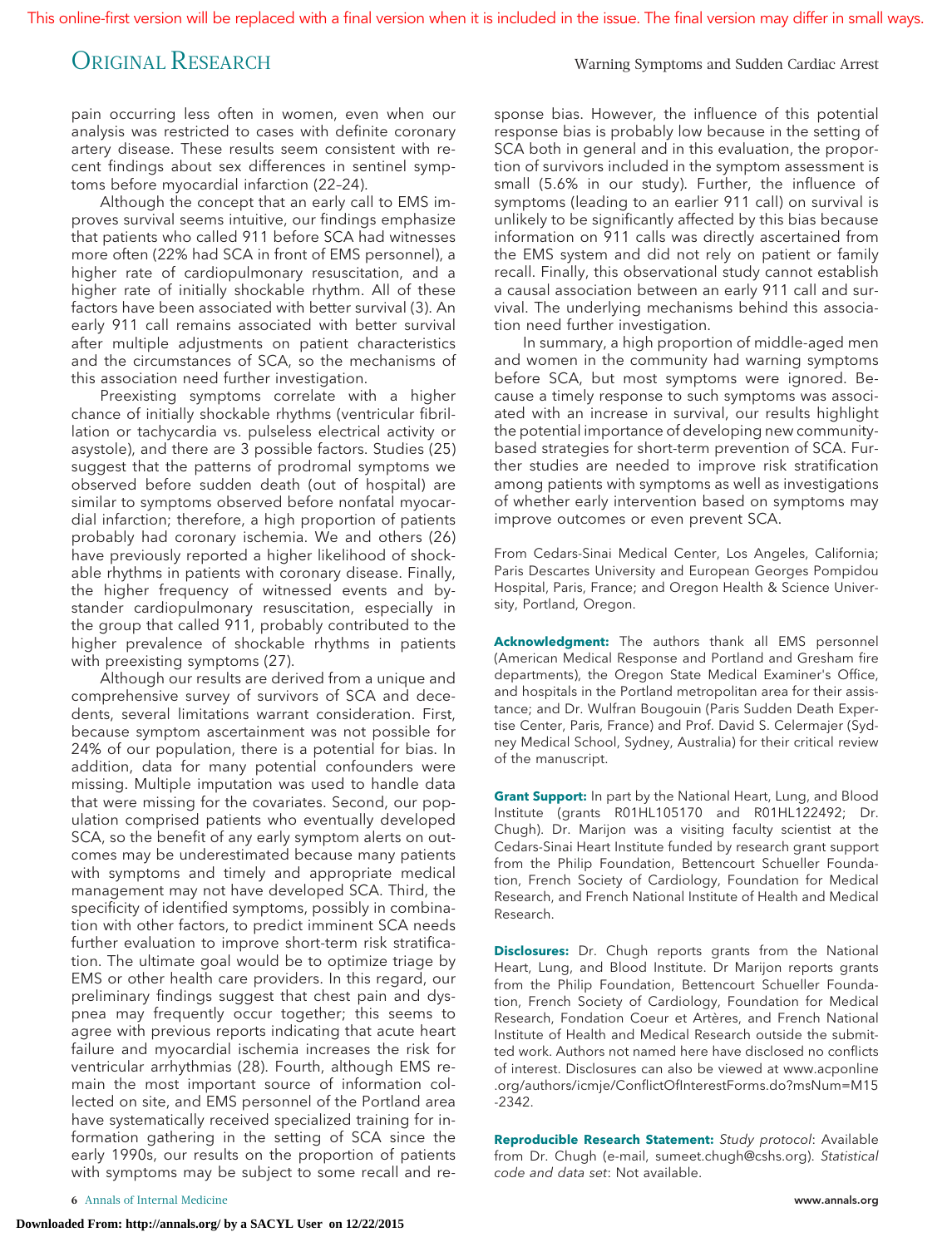pain occurring less often in women, even when our analysis was restricted to cases with definite coronary artery disease. These results seem consistent with recent findings about sex differences in sentinel symptoms before myocardial infarction (22–24).

Although the concept that an early call to EMS improves survival seems intuitive, our findings emphasize that patients who called 911 before SCA had witnesses more often (22% had SCA in front of EMS personnel), a higher rate of cardiopulmonary resuscitation, and a higher rate of initially shockable rhythm. All of these factors have been associated with better survival (3). An early 911 call remains associated with better survival after multiple adjustments on patient characteristics and the circumstances of SCA, so the mechanisms of this association need further investigation.

Preexisting symptoms correlate with a higher chance of initially shockable rhythms (ventricular fibrillation or tachycardia vs. pulseless electrical activity or asystole), and there are 3 possible factors. Studies (25) suggest that the patterns of prodromal symptoms we observed before sudden death (out of hospital) are similar to symptoms observed before nonfatal myocardial infarction; therefore, a high proportion of patients probably had coronary ischemia. We and others (26) have previously reported a higher likelihood of shockable rhythms in patients with coronary disease. Finally, the higher frequency of witnessed events and bystander cardiopulmonary resuscitation, especially in the group that called 911, probably contributed to the higher prevalence of shockable rhythms in patients with preexisting symptoms (27).

Although our results are derived from a unique and comprehensive survey of survivors of SCA and decedents, several limitations warrant consideration. First, because symptom ascertainment was not possible for 24% of our population, there is a potential for bias. In addition, data for many potential confounders were missing. Multiple imputation was used to handle data that were missing for the covariates. Second, our population comprised patients who eventually developed SCA, so the benefit of any early symptom alerts on outcomes may be underestimated because many patients with symptoms and timely and appropriate medical management may not have developed SCA. Third, the specificity of identified symptoms, possibly in combination with other factors, to predict imminent SCA needs further evaluation to improve short-term risk stratification. The ultimate goal would be to optimize triage by EMS or other health care providers. In this regard, our preliminary findings suggest that chest pain and dyspnea may frequently occur together; this seems to agree with previous reports indicating that acute heart failure and myocardial ischemia increases the risk for ventricular arrhythmias (28). Fourth, although EMS remain the most important source of information collected on site, and EMS personnel of the Portland area have systematically received specialized training for information gathering in the setting of SCA since the early 1990s, our results on the proportion of patients with symptoms may be subject to some recall and response bias. However, the influence of this potential response bias is probably low because in the setting of SCA both in general and in this evaluation, the proportion of survivors included in the symptom assessment is small (5.6% in our study). Further, the influence of symptoms (leading to an earlier 911 call) on survival is unlikely to be significantly affected by this bias because information on 911 calls was directly ascertained from the EMS system and did not rely on patient or family recall. Finally, this observational study cannot establish a causal association between an early 911 call and survival. The underlying mechanisms behind this association need further investigation.

In summary, a high proportion of middle-aged men and women in the community had warning symptoms before SCA, but most symptoms were ignored. Because a timely response to such symptoms was associated with an increase in survival, our results highlight the potential importance of developing new community-based strategies for short-term prevention of SCA. Further studies are needed to improve risk stratification among patients with symptoms as well as investigations of whether early intervention based on symptoms may improve outcomes or even prevent SCA.

From Cedars-Sinai Medical Center, Los Angeles, California; Paris Descartes University and European Georges Pompidou Hospital, Paris, France; and Oregon Health & Science University, Portland, Oregon.

**Acknowledgment:** The authors thank all EMS personnel (American Medical Response and Portland and Gresham fire departments), the Oregon State Medical Examiner's Office, and hospitals in the Portland metropolitan area for their assistance; and Dr. Wulfran Bougouin (Paris Sudden Death Expertise Center, Paris, France) and Prof. David S. Celermajer (Sydney Medical School, Sydney, Australia) for their critical review of the manuscript.

**Grant Support:** In part by the National Heart, Lung, and Blood Institute (grants R01HL105170 and R01HL122492; Dr. Chugh). Dr. Marijon was a visiting faculty scientist at the Cedars-Sinai Heart Institute funded by research grant support from the Philip Foundation, Bettencourt Schueller Foundation, French Society of Cardiology, Foundation for Medical Research, and French National Institute of Health and Medical Research.

**Disclosures:** Dr. Chugh reports grants from the National Heart, Lung, and Blood Institute. Dr Marijon reports grants from the Philip Foundation, Bettencourt Schueller Foundation, French Society of Cardiology, Foundation for Medical Research, Fondation Coeur et Artères, and French National Institute of Health and Medical Research outside the submitted work. Authors not named here have disclosed no conflicts of interest. Disclosures can also be viewed at www.acponline.org/authors/icmje/ConflictOfInterestForms.do?msNum=M15-2342.

**Reproducible Research Statement:** *Study protocol*: Available from Dr. Chugh (e-mail, sumeet.chugh@cshs.org). *Statistical code and data set*: Not available.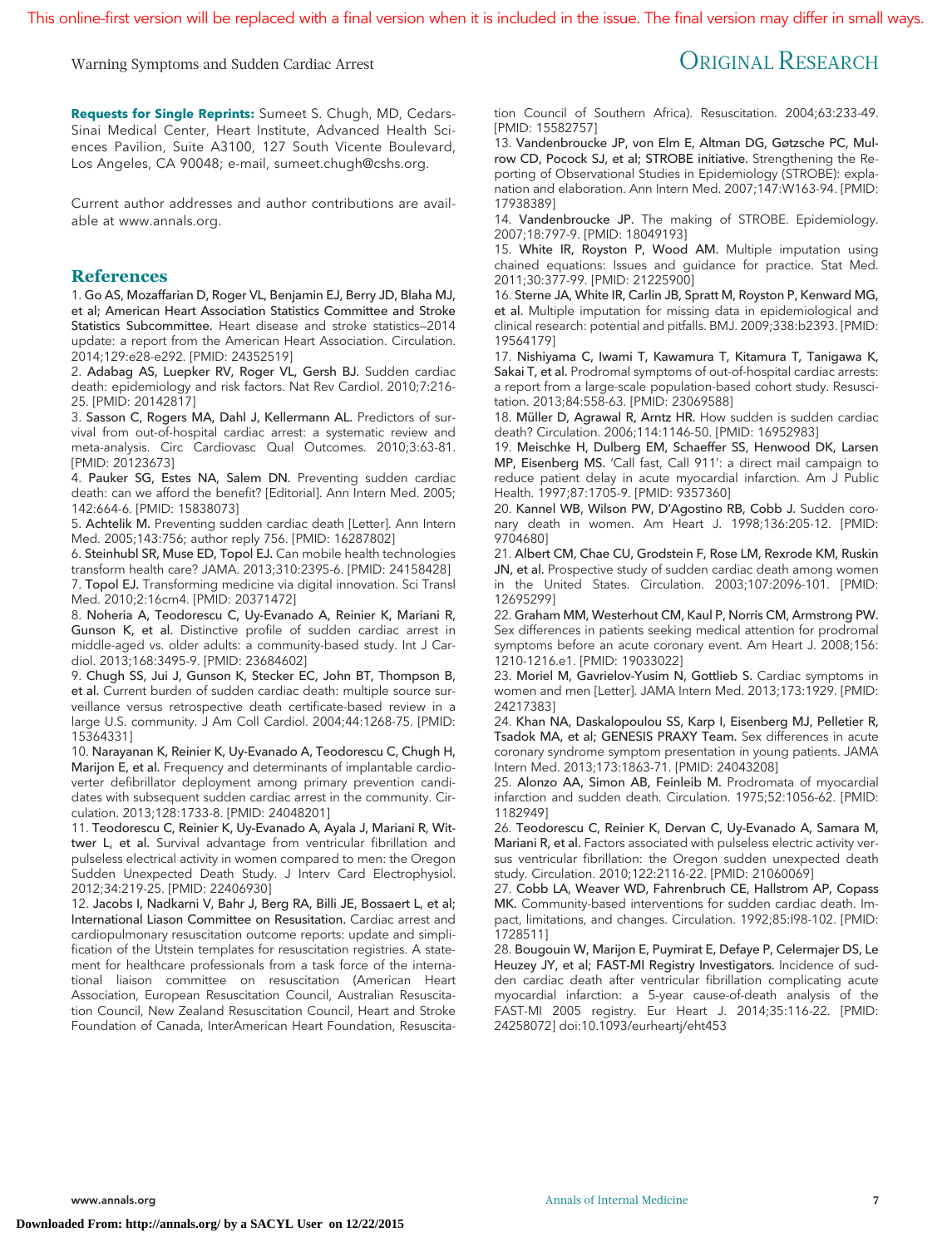**Requests for Single Reprints:** Sumeet S. Chugh, MD, Cedars-Sinai Medical Center, Heart Institute, Advanced Health Sciences Pavilion, Suite A3100, 127 South Vicente Boulevard, Los Angeles, CA 90048; e-mail, sumeet.chugh@cshs.org.

Current author addresses and author contributions are available at www.annals.org.

## References

1. Go AS, Mozaffarian D, Roger VL, Benjamin EJ, Berry JD, Blaha MJ, et al; American Heart Association Statistics Committee and Stroke Statistics Subcommittee. Heart disease and stroke statistics—2014 update: a report from the American Heart Association. Circulation. 2014;129:e28-e292. [PMID: 24352519]
2. Adabag AS, Luepker RV, Roger VL, Gersh BJ. Sudden cardiac death: epidemiology and risk factors. Nat Rev Cardiol. 2010;7:216-25. [PMID: 20142817]
3. Sasson C, Rogers MA, Dahl J, Kellermann AL. Predictors of survival from out-of-hospital cardiac arrest: a systematic review and meta-analysis. Circ Cardiovasc Qual Outcomes. 2010;3:63-81. [PMID: 20123673]
4. Pauker SG, Estes NA, Salem DN. Preventing sudden cardiac death: can we afford the benefit? [Editorial]. Ann Intern Med. 2005; 142:664-6. [PMID: 15838073]
5. Achtelik M. Preventing sudden cardiac death [Letter]. Ann Intern Med. 2005;143:756; author reply 756. [PMID: 16287802]
6. Steinhubl SR, Muse ED, Topol EJ. Can mobile health technologies transform health care? JAMA. 2013;310:2395-6. [PMID: 24158428]
7. Topol EJ. Transforming medicine via digital innovation. Sci Transl Med. 2010;2:16cm4. [PMID: 20371472]
8. Noheria A, Teodorescu C, Uy-Evanado A, Reinier K, Mariani R, Gunson K, et al. Distinctive profile of sudden cardiac arrest in middle-aged vs. older adults: a community-based study. Int J Cardiol. 2013;168:3495-9. [PMID: 23684602]
9. Chugh SS, Jui J, Gunson K, Stecker EC, John BT, Thompson B, et al. Current burden of sudden cardiac death: multiple source surveillance versus retrospective death certificate-based review in a large U.S. community. J Am Coll Cardiol. 2004;44:1268-75. [PMID: 15364331]
10. Narayanan K, Reinier K, Uy-Evanado A, Teodorescu C, Chugh H, Marijon E, et al. Frequency and determinants of implantable cardioverter defibrillator deployment among primary prevention candidates with subsequent sudden cardiac arrest in the community. Circulation. 2013;128:1733-8. [PMID: 24048201]
11. Teodorescu C, Reinier K, Uy-Evanado A, Ayala J, Mariani R, Wittwer L, et al. Survival advantage from ventricular fibrillation and pulseless electrical activity in women compared to men: the Oregon Sudden Unexpected Death Study. J Interv Card Electrophysiol. 2012;34:219-25. [PMID: 22406930]
12. Jacobs I, Nadkarni V, Bahr J, Berg RA, Billi JE, Bossaert L, et al; International Liason Committee on Resusitation. Cardiac arrest and cardiopulmonary resuscitation outcome reports: update and simplification of the Utstein templates for resuscitation registries. A statement for healthcare professionals from a task force of the international liaison committee on resuscitation (American Heart Association, European Resuscitation Council, Australian Resuscitation Council, New Zealand Resuscitation Council, Heart and Stroke Foundation of Canada, InterAmerican Heart Foundation, Resuscitation Council of Southern Africa). Resuscitation. 2004;63:233-49. [PMID: 15582757]
13. Vandenbroucke JP, von Elm E, Altman DG, Gøtzsche PC, Mulrow CD, Pocock SJ, et al; STROBE initiative. Strengthening the Reporting of Observational Studies in Epidemiology (STROBE): explanation and elaboration. Ann Intern Med. 2007;147:W163-94. [PMID: 17938389]
14. Vandenbroucke JP. The making of STROBE. Epidemiology. 2007;18:797-9. [PMID: 18049193]
15. White IR, Royston P, Wood AM. Multiple imputation using chained equations: Issues and guidance for practice. Stat Med. 2011;30:377-99. [PMID: 21225900]
16. Sterne JA, White IR, Carlin JB, Spratt M, Royston P, Kenward MG, et al. Multiple imputation for missing data in epidemiological and clinical research: potential and pitfalls. BMJ. 2009;338:b2393. [PMID: 19564179]
17. Nishiyama C, Iwami T, Kawamura T, Kitamura T, Tanigawa K, Sakai T, et al. Prodromal symptoms of out-of-hospital cardiac arrests: a report from a large-scale population-based cohort study. Resuscitation. 2013;84:558-63. [PMID: 23069588]
18. Müller D, Agrawal R, Arntz HR. How sudden is sudden cardiac death? Circulation. 2006;114:1146-50. [PMID: 16952983]
19. Meischke H, Dulberg EM, Schaeffer SS, Henwood DK, Larsen MP, Eisenberg MS. 'Call fast, Call 911': a direct mail campaign to reduce patient delay in acute myocardial infarction. Am J Public Health. 1997;87:1705-9. [PMID: 9357360]
20. Kannel WB, Wilson PW, D'Agostino RB, Cobb J. Sudden coronary death in women. Am Heart J. 1998;136:205-12. [PMID: 9704680]
21. Albert CM, Chae CU, Grodstein F, Rose LM, Rexrode KM, Ruskin JN, et al. Prospective study of sudden cardiac death among women in the United States. Circulation. 2003;107:2096-101. [PMID: 12695299]
22. Graham MM, Westerhout CM, Kaul P, Norris CM, Armstrong PW. Sex differences in patients seeking medical attention for prodromal symptoms before an acute coronary event. Am Heart J. 2008;156: 1210-1216.e1. [PMID: 19033022]
23. Moriel M, Gavrielov-Yusim N, Gottlieb S. Cardiac symptoms in women and men [Letter]. JAMA Intern Med. 2013;173:1929. [PMID: 24217383]
24. Khan NA, Daskalopoulou SS, Karp I, Eisenberg MJ, Pelletier R, Tsadok MA, et al; GENESIS PRAXY Team. Sex differences in acute coronary syndrome symptom presentation in young patients. JAMA Intern Med. 2013;173:1863-71. [PMID: 24043208]
25. Alonzo AA, Simon AB, Feinleib M. Prodromata of myocardial infarction and sudden death. Circulation. 1975;52:1056-62. [PMID: 1182949]
26. Teodorescu C, Reinier K, Dervan C, Uy-Evanado A, Samara M, Mariani R, et al. Factors associated with pulseless electric activity versus ventricular fibrillation: the Oregon sudden unexpected death study. Circulation. 2010;122:2116-22. [PMID: 21060069]
27. Cobb LA, Weaver WD, Fahrenbruch CE, Hallstrom AP, Copass MK. Community-based interventions for sudden cardiac death. Impact, limitations, and changes. Circulation. 1992;85:I98-102. [PMID: 1728511]
28. Bougouin W, Marijon E, Puymirat E, Defaye P, Celermajer DS, Le Heuzey JY, et al; FAST-MI Registry Investigators. Incidence of sudden cardiac death after ventricular fibrillation complicating acute myocardial infarction: a 5-year cause-of-death analysis of the FAST-MI 2005 registry. Eur Heart J. 2014;35:116-22. [PMID: 24258072] doi:10.1093/eurheartj/eht453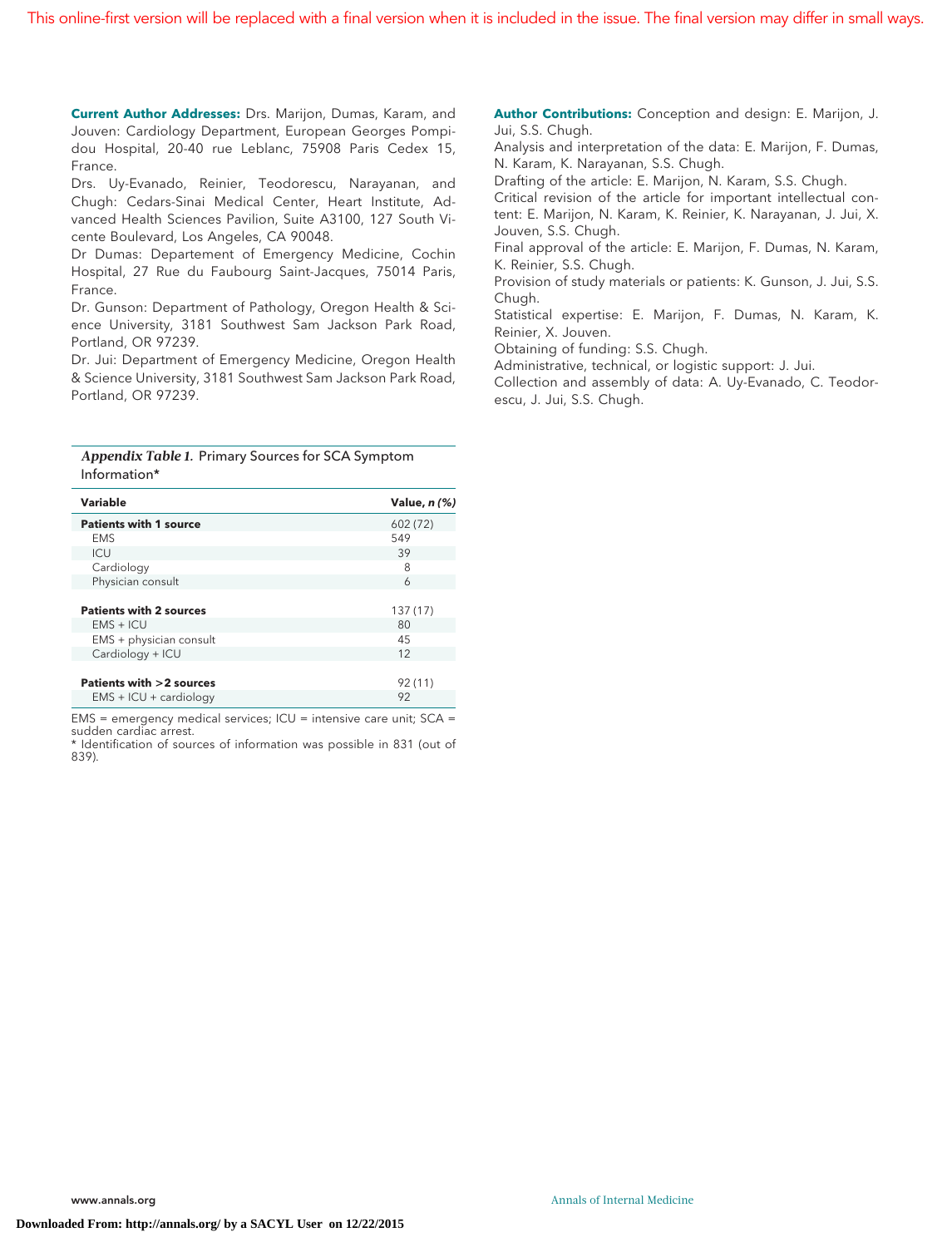**Current Author Addresses:** Drs. Marijon, Dumas, Karam, and Jouven: Cardiology Department, European Georges Pompidou Hospital, 20-40 rue Leblanc, 75908 Paris Cedex 15, France.

Drs. Uy-Evanado, Reinier, Teodorescu, Narayanan, and Chugh: Cedars-Sinai Medical Center, Heart Institute, Advanced Health Sciences Pavilion, Suite A3100, 127 South Vicente Boulevard, Los Angeles, CA 90048.

Dr Dumas: Departement of Emergency Medicine, Cochin Hospital, 27 Rue du Faubourg Saint-Jacques, 75014 Paris, France.

Dr. Gunson: Department of Pathology, Oregon Health & Science University, 3181 Southwest Sam Jackson Park Road, Portland, OR 97239.

Dr. Jui: Department of Emergency Medicine, Oregon Health & Science University, 3181 Southwest Sam Jackson Park Road, Portland, OR 97239.

**Author Contributions:** Conception and design: E. Marijon, J. Jui, S.S. Chugh.

Analysis and interpretation of the data: E. Marijon, F. Dumas, N. Karam, K. Narayanan, S.S. Chugh.

Drafting of the article: E. Marijon, N. Karam, S.S. Chugh.

Critical revision of the article for important intellectual content: E. Marijon, N. Karam, K. Reinier, K. Narayanan, J. Jui, X. Jouven, S.S. Chugh.

Final approval of the article: E. Marijon, F. Dumas, N. Karam, K. Reinier, S.S. Chugh.

Provision of study materials or patients: K. Gunson, J. Jui, S.S. Chugh.

Statistical expertise: E. Marijon, F. Dumas, N. Karam, K. Reinier, X. Jouven.

Obtaining of funding: S.S. Chugh.

Administrative, technical, or logistic support: J. Jui.

Collection and assembly of data: A. Uy-Evanado, C. Teodorescu, J. Jui, S.S. Chugh.

*Appendix Table 1.* Primary Sources for SCA Symptom Information*

| Variable | Value, *n (%)* |
|---|---|
| **Patients with 1 source** | 602 (72) |
| EMS | 549 |
| ICU | 39 |
| Cardiology | 8 |
| Physician consult | 6 |
| **Patients with 2 sources** | 137 (17) |
| EMS + ICU | 80 |
| EMS + physician consult | 45 |
| Cardiology + ICU | 12 |
| **Patients with >2 sources** | 92 (11) |
| EMS + ICU + cardiology | 92 |

EMS = emergency medical services; ICU = intensive care unit; SCA = sudden cardiac arrest.
* Identification of sources of information was possible in 831 (out of 839).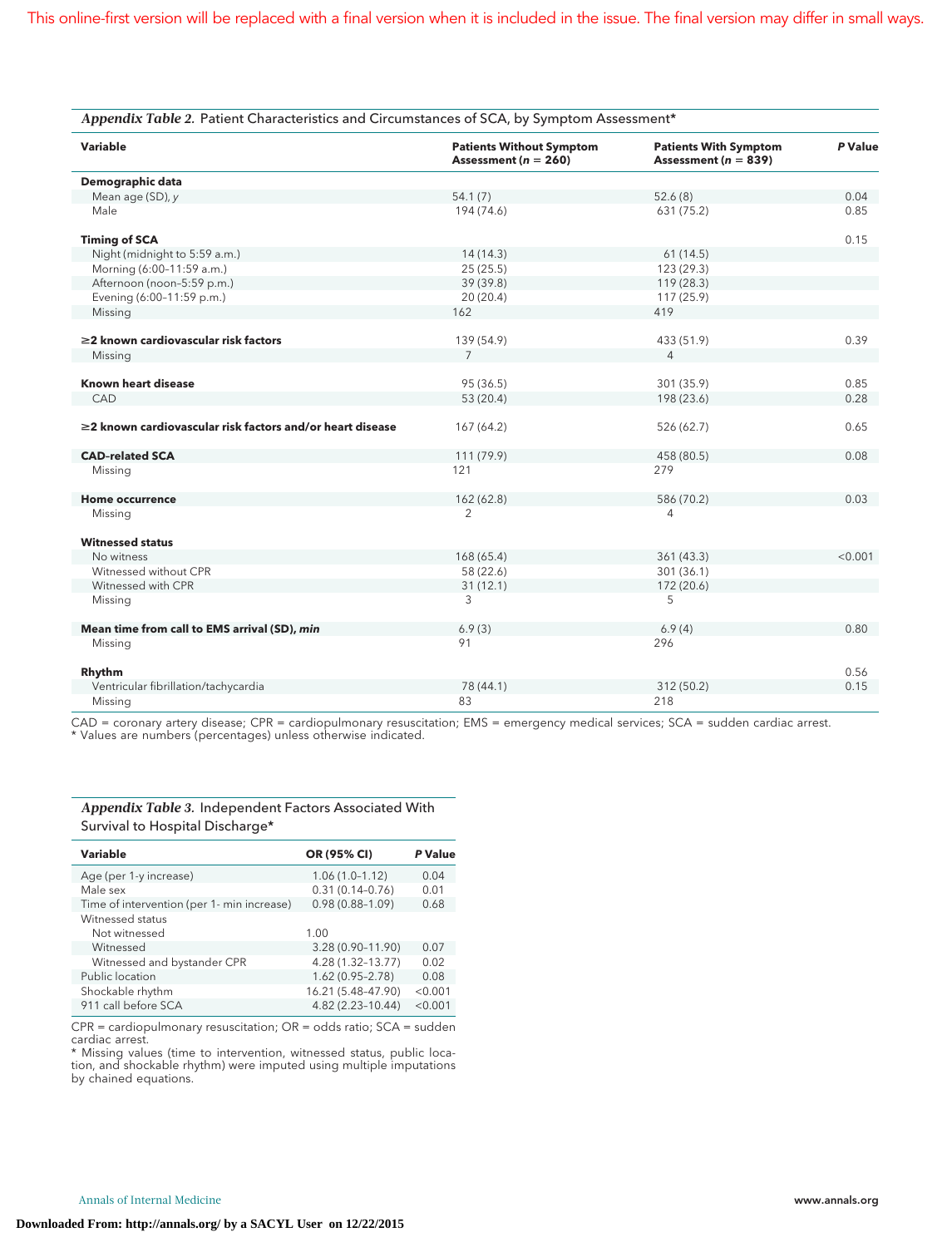**Appendix Table 2.** Patient Characteristics and Circumstances of SCA, by Symptom Assessment*

| Variable | Patients Without Symptom Assessment (*n* = 260) | Patients With Symptom Assessment (*n* = 839) | *P* Value |
|---|---|---|---|
| **Demographic data** | | | |
| Mean age (SD), *y* | 54.1 (7) | 52.6 (8) | 0.04 |
| Male | 194 (74.6) | 631 (75.2) | 0.85 |
| **Timing of SCA** | | | 0.15 |
| Night (midnight to 5:59 a.m.) | 14 (14.3) | 61 (14.5) | |
| Morning (6:00–11:59 a.m.) | 25 (25.5) | 123 (29.3) | |
| Afternoon (noon–5:59 p.m.) | 39 (39.8) | 119 (28.3) | |
| Evening (6:00–11:59 p.m.) | 20 (20.4) | 117 (25.9) | |
| Missing | 162 | 419 | |
| **≥2 known cardiovascular risk factors** | 139 (54.9) | 433 (51.9) | 0.39 |
| Missing | 7 | 4 | |
| **Known heart disease** | 95 (36.5) | 301 (35.9) | 0.85 |
| CAD | 53 (20.4) | 198 (23.6) | 0.28 |
| **≥2 known cardiovascular risk factors and/or heart disease** | 167 (64.2) | 526 (62.7) | 0.65 |
| **CAD-related SCA** | 111 (79.9) | 458 (80.5) | 0.08 |
| Missing | 121 | 279 | |
| **Home occurrence** | 162 (62.8) | 586 (70.2) | 0.03 |
| Missing | 2 | 4 | |
| **Witnessed status** | | | |
| No witness | 168 (65.4) | 361 (43.3) | <0.001 |
| Witnessed without CPR | 58 (22.6) | 301 (36.1) | |
| Witnessed with CPR | 31 (12.1) | 172 (20.6) | |
| Missing | 3 | 5 | |
| **Mean time from call to EMS arrival (SD), *min*** | 6.9 (3) | 6.9 (4) | 0.80 |
| Missing | 91 | 296 | |
| **Rhythm** | | | 0.56 |
| Ventricular fibrillation/tachycardia | 78 (44.1) | 312 (50.2) | 0.15 |
| Missing | 83 | 218 | |

CAD = coronary artery disease; CPR = cardiopulmonary resuscitation; EMS = emergency medical services; SCA = sudden cardiac arrest.
\* Values are numbers (percentages) unless otherwise indicated.

**Appendix Table 3.** Independent Factors Associated With Survival to Hospital Discharge*

| Variable | OR (95% CI) | *P* Value |
|---|---|---|
| Age (per 1-y increase) | 1.06 (1.0–1.12) | 0.04 |
| Male sex | 0.31 (0.14–0.76) | 0.01 |
| Time of intervention (per 1- min increase) | 0.98 (0.88–1.09) | 0.68 |
| Witnessed status | | |
| Not witnessed | 1.00 | |
| Witnessed | 3.28 (0.90–11.90) | 0.07 |
| Witnessed and bystander CPR | 4.28 (1.32–13.77) | 0.02 |
| Public location | 1.62 (0.95–2.78) | 0.08 |
| Shockable rhythm | 16.21 (5.48–47.90) | <0.001 |
| 911 call before SCA | 4.82 (2.23–10.44) | <0.001 |

CPR = cardiopulmonary resuscitation; OR = odds ratio; SCA = sudden cardiac arrest.
\* Missing values (time to intervention, witnessed status, public location, and shockable rhythm) were imputed using multiple imputations by chained equations.